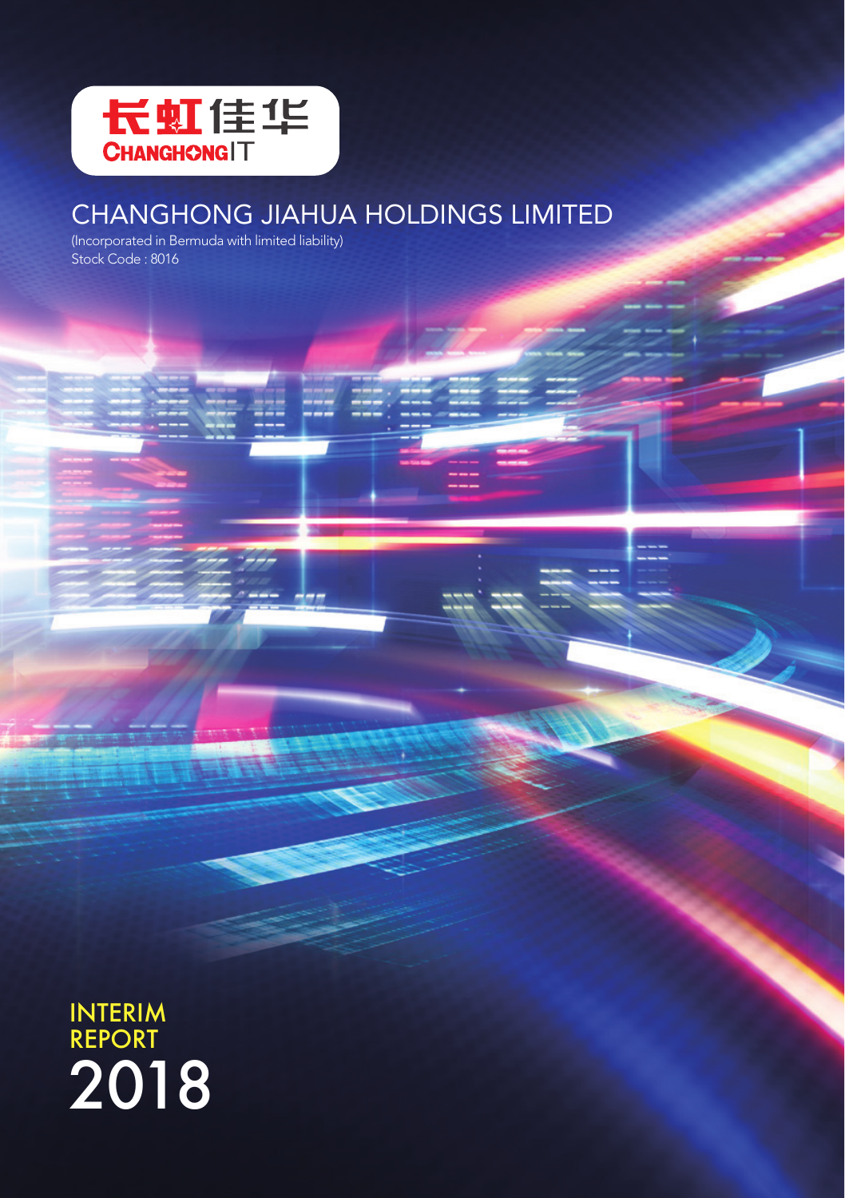长虹佳华

CHANGHONGIT

# CHANGHONG JIAHUA HOLDINGS LIMITED

(Incorporated in Bermuda with limited liability)

Stock Code : 8016

# INTERIM REPORT 2018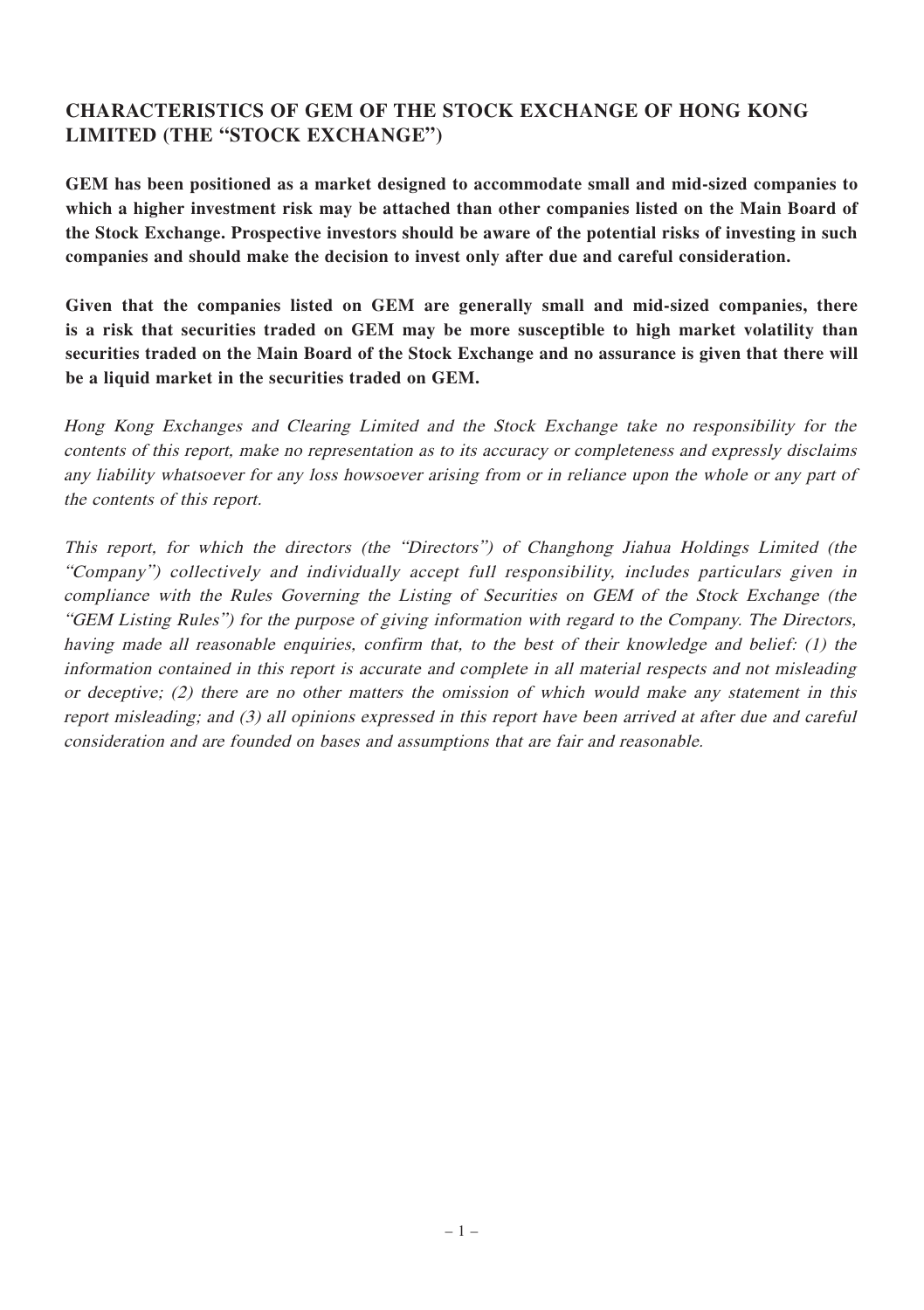## CHARACTERISTICS OF GEM OF THE STOCK EXCHANGE OF HONG KONG LIMITED (THE "STOCK EXCHANGE")

**GEM has been positioned as a market designed to accommodate small and mid-sized companies to which a higher investment risk may be attached than other companies listed on the Main Board of the Stock Exchange. Prospective investors should be aware of the potential risks of investing in such companies and should make the decision to invest only after due and careful consideration.**

**Given that the companies listed on GEM are generally small and mid-sized companies, there is a risk that securities traded on GEM may be more susceptible to high market volatility than securities traded on the Main Board of the Stock Exchange and no assurance is given that there will be a liquid market in the securities traded on GEM.**

*Hong Kong Exchanges and Clearing Limited and the Stock Exchange take no responsibility for the contents of this report, make no representation as to its accuracy or completeness and expressly disclaims any liability whatsoever for any loss howsoever arising from or in reliance upon the whole or any part of the contents of this report.*

*This report, for which the directors (the "Directors") of Changhong Jiahua Holdings Limited (the "Company") collectively and individually accept full responsibility, includes particulars given in compliance with the Rules Governing the Listing of Securities on GEM of the Stock Exchange (the "GEM Listing Rules") for the purpose of giving information with regard to the Company. The Directors, having made all reasonable enquiries, confirm that, to the best of their knowledge and belief: (1) the information contained in this report is accurate and complete in all material respects and not misleading or deceptive; (2) there are no other matters the omission of which would make any statement in this report misleading; and (3) all opinions expressed in this report have been arrived at after due and careful consideration and are founded on bases and assumptions that are fair and reasonable.*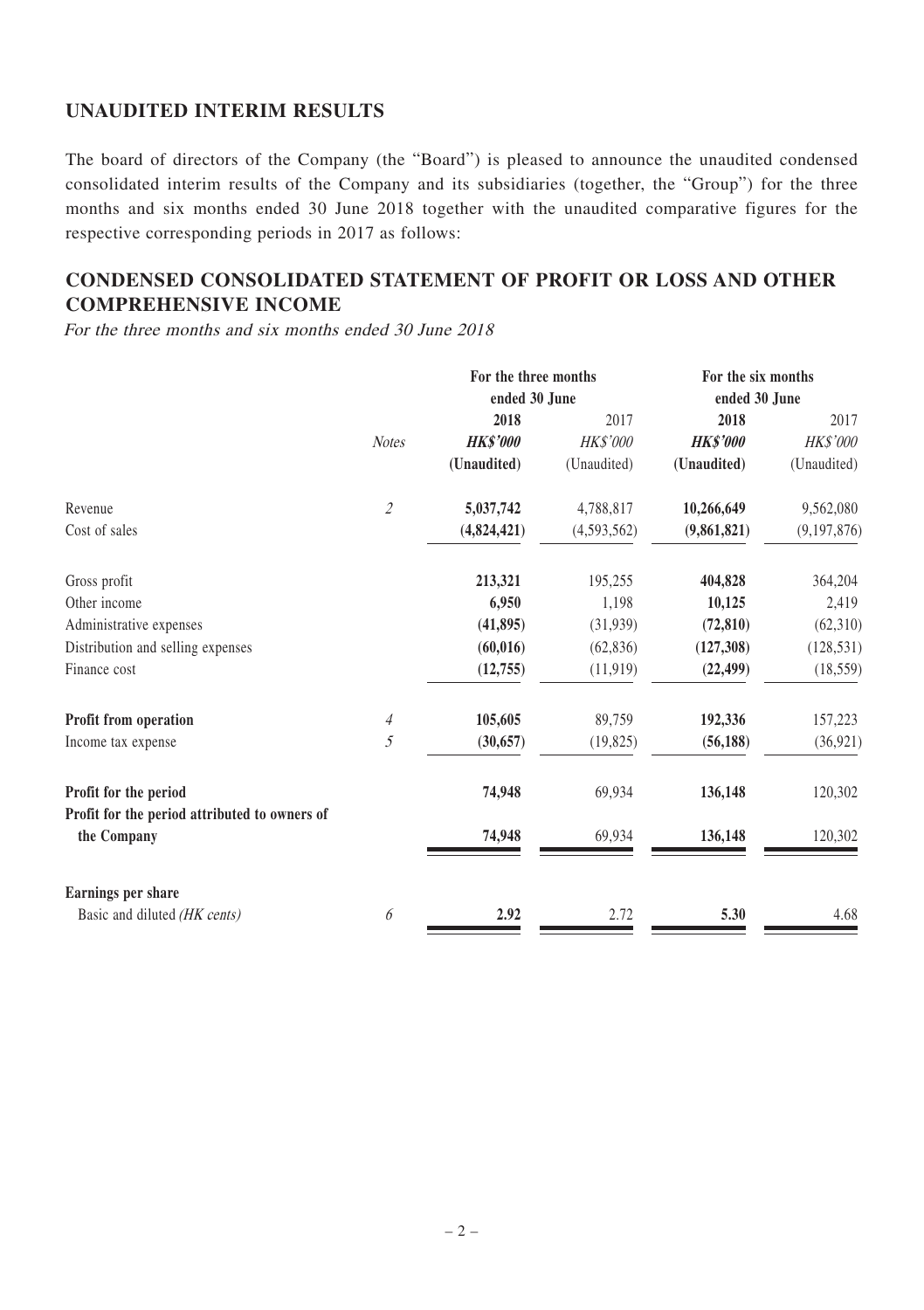## UNAUDITED INTERIM RESULTS

The board of directors of the Company (the "Board") is pleased to announce the unaudited condensed consolidated interim results of the Company and its subsidiaries (together, the "Group") for the three months and six months ended 30 June 2018 together with the unaudited comparative figures for the respective corresponding periods in 2017 as follows:

## CONDENSED CONSOLIDATED STATEMENT OF PROFIT OR LOSS AND OTHER COMPREHENSIVE INCOME

*For the three months and six months ended 30 June 2018*

| | *Notes* | For the three months ended 30 June | | For the six months ended 30 June | |
|---|---|---|---|---|---|
| | | **2018** | 2017 | **2018** | 2017 |
| | | ***HK$'000*** | *HK$'000* | ***HK$'000*** | *HK$'000* |
| | | **(Unaudited)** | (Unaudited) | **(Unaudited)** | (Unaudited) |
| Revenue | *2* | **5,037,742** | 4,788,817 | **10,266,649** | 9,562,080 |
| Cost of sales | | **(4,824,421)** | (4,593,562) | **(9,861,821)** | (9,197,876) |
| Gross profit | | **213,321** | 195,255 | **404,828** | 364,204 |
| Other income | | **6,950** | 1,198 | **10,125** | 2,419 |
| Administrative expenses | | **(41,895)** | (31,939) | **(72,810)** | (62,310) |
| Distribution and selling expenses | | **(60,016)** | (62,836) | **(127,308)** | (128,531) |
| Finance cost | | **(12,755)** | (11,919) | **(22,499)** | (18,559) |
| **Profit from operation** | *4* | **105,605** | 89,759 | **192,336** | 157,223 |
| Income tax expense | *5* | **(30,657)** | (19,825) | **(56,188)** | (36,921) |
| **Profit for the period** | | **74,948** | 69,934 | **136,148** | 120,302 |
| **Profit for the period attributed to owners of the Company** | | **74,948** | 69,934 | **136,148** | 120,302 |
| **Earnings per share** | | | | | |
| Basic and diluted *(HK cents)* | *6* | **2.92** | 2.72 | **5.30** | 4.68 |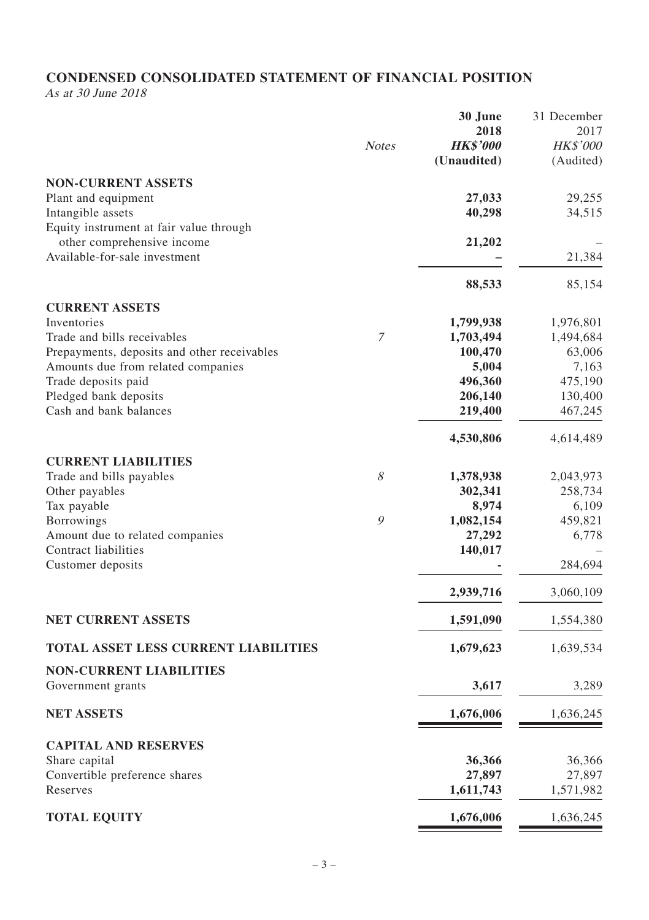## CONDENSED CONSOLIDATED STATEMENT OF FINANCIAL POSITION

*As at 30 June 2018*

| | Notes | 30 June 2018 HK$'000 (Unaudited) | 31 December 2017 HK$'000 (Audited) |
|---|---|---|---|
| **NON-CURRENT ASSETS** | | | |
| Plant and equipment | | **27,033** | 29,255 |
| Intangible assets | | **40,298** | 34,515 |
| Equity instrument at fair value through other comprehensive income | | **21,202** | – |
| Available-for-sale investment | | **–** | 21,384 |
| | | **88,533** | 85,154 |
| **CURRENT ASSETS** | | | |
| Inventories | | **1,799,938** | 1,976,801 |
| Trade and bills receivables | 7 | **1,703,494** | 1,494,684 |
| Prepayments, deposits and other receivables | | **100,470** | 63,006 |
| Amounts due from related companies | | **5,004** | 7,163 |
| Trade deposits paid | | **496,360** | 475,190 |
| Pledged bank deposits | | **206,140** | 130,400 |
| Cash and bank balances | | **219,400** | 467,245 |
| | | **4,530,806** | 4,614,489 |
| **CURRENT LIABILITIES** | | | |
| Trade and bills payables | 8 | **1,378,938** | 2,043,973 |
| Other payables | | **302,341** | 258,734 |
| Tax payable | | **8,974** | 6,109 |
| Borrowings | 9 | **1,082,154** | 459,821 |
| Amount due to related companies | | **27,292** | 6,778 |
| Contract liabilities | | **140,017** | – |
| Customer deposits | | **-** | 284,694 |
| | | **2,939,716** | 3,060,109 |
| **NET CURRENT ASSETS** | | **1,591,090** | 1,554,380 |
| **TOTAL ASSET LESS CURRENT LIABILITIES** | | **1,679,623** | 1,639,534 |
| **NON-CURRENT LIABILITIES** | | | |
| Government grants | | **3,617** | 3,289 |
| **NET ASSETS** | | **1,676,006** | 1,636,245 |
| **CAPITAL AND RESERVES** | | | |
| Share capital | | **36,366** | 36,366 |
| Convertible preference shares | | **27,897** | 27,897 |
| Reserves | | **1,611,743** | 1,571,982 |
| **TOTAL EQUITY** | | **1,676,006** | 1,636,245 |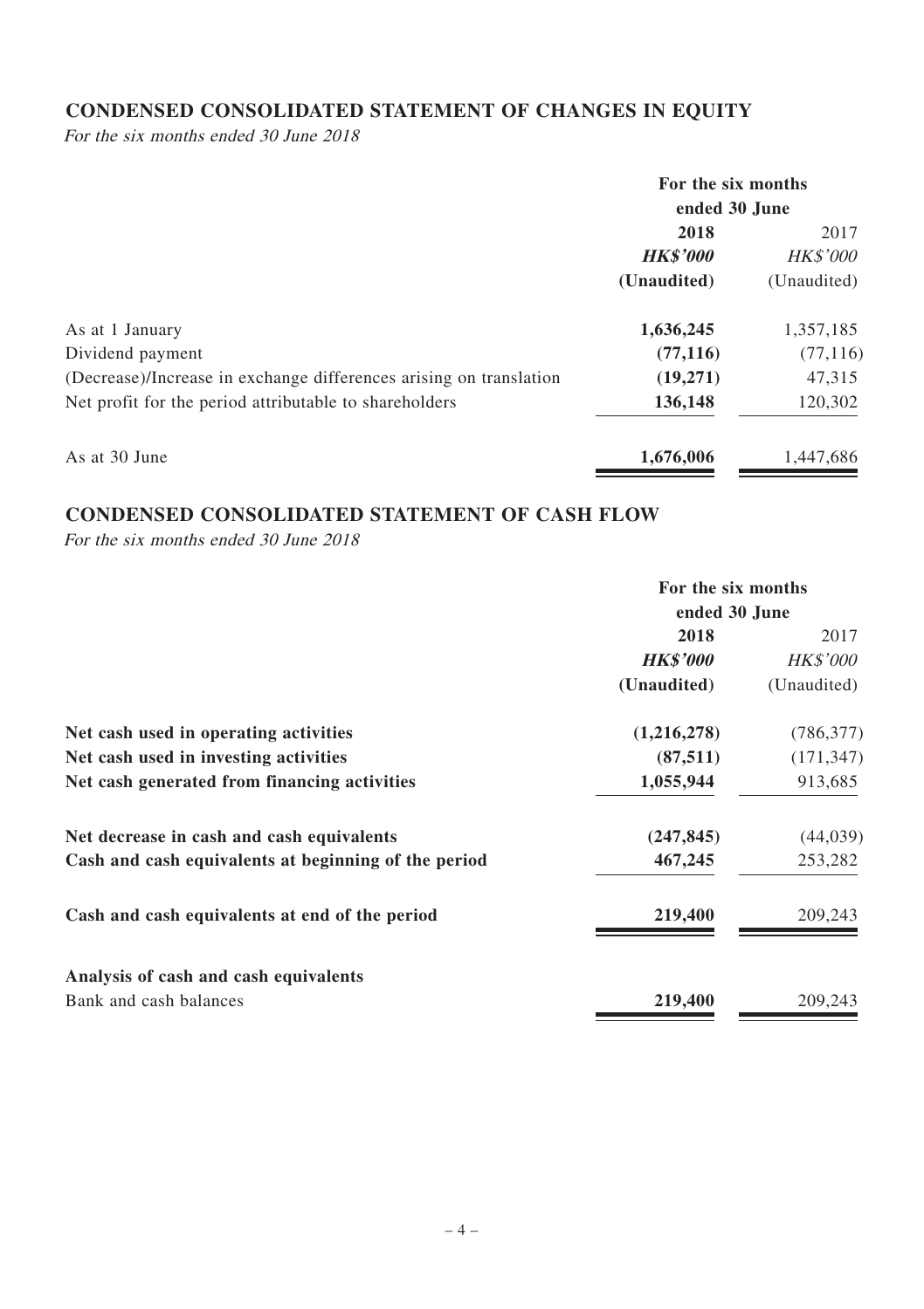## CONDENSED CONSOLIDATED STATEMENT OF CHANGES IN EQUITY

*For the six months ended 30 June 2018*

| | For the six months ended 30 June | |
|---|---|---|
| | **2018** | 2017 |
| | ***HK$'000*** | *HK$'000* |
| | **(Unaudited)** | (Unaudited) |
| As at 1 January | **1,636,245** | 1,357,185 |
| Dividend payment | **(77,116)** | (77,116) |
| (Decrease)/Increase in exchange differences arising on translation | **(19,271)** | 47,315 |
| Net profit for the period attributable to shareholders | **136,148** | 120,302 |
| As at 30 June | **1,676,006** | 1,447,686 |

## CONDENSED CONSOLIDATED STATEMENT OF CASH FLOW

*For the six months ended 30 June 2018*

| | For the six months ended 30 June | |
|---|---|---|
| | **2018** | 2017 |
| | ***HK$'000*** | *HK$'000* |
| | **(Unaudited)** | (Unaudited) |
| **Net cash used in operating activities** | **(1,216,278)** | (786,377) |
| **Net cash used in investing activities** | **(87,511)** | (171,347) |
| **Net cash generated from financing activities** | **1,055,944** | 913,685 |
| **Net decrease in cash and cash equivalents** | **(247,845)** | (44,039) |
| **Cash and cash equivalents at beginning of the period** | **467,245** | 253,282 |
| **Cash and cash equivalents at end of the period** | **219,400** | 209,243 |
| **Analysis of cash and cash equivalents** | | |
| Bank and cash balances | **219,400** | 209,243 |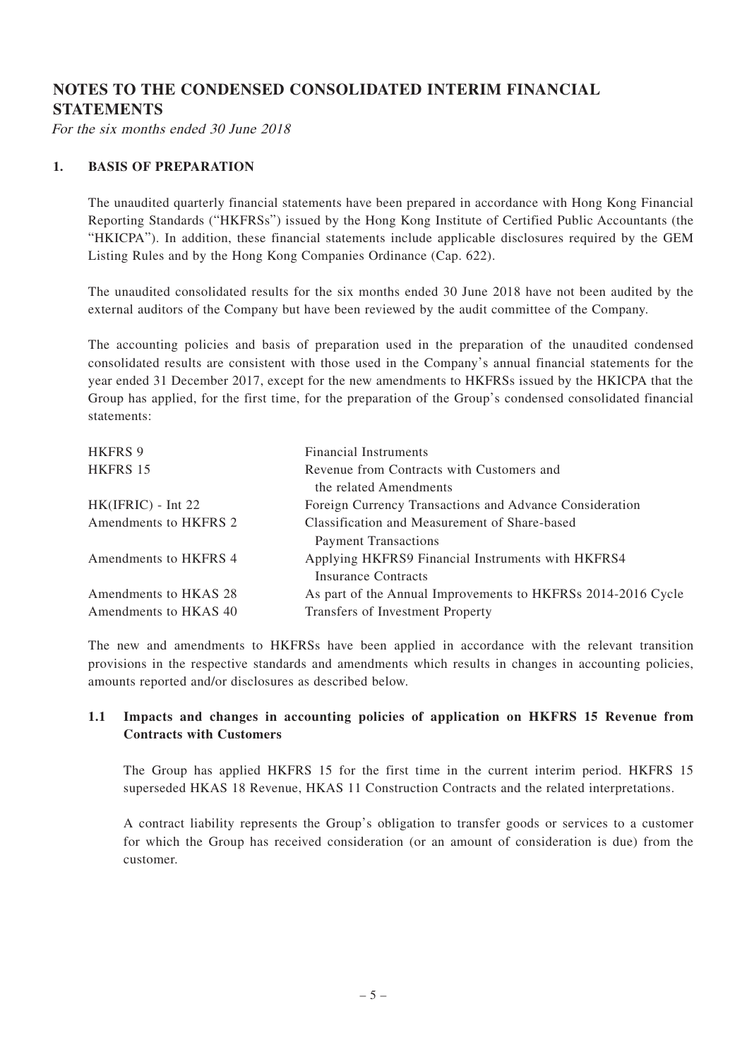# NOTES TO THE CONDENSED CONSOLIDATED INTERIM FINANCIAL STATEMENTS

*For the six months ended 30 June 2018*

## 1. BASIS OF PREPARATION

The unaudited quarterly financial statements have been prepared in accordance with Hong Kong Financial Reporting Standards ("HKFRSs") issued by the Hong Kong Institute of Certified Public Accountants (the "HKICPA"). In addition, these financial statements include applicable disclosures required by the GEM Listing Rules and by the Hong Kong Companies Ordinance (Cap. 622).

The unaudited consolidated results for the six months ended 30 June 2018 have not been audited by the external auditors of the Company but have been reviewed by the audit committee of the Company.

The accounting policies and basis of preparation used in the preparation of the unaudited condensed consolidated results are consistent with those used in the Company's annual financial statements for the year ended 31 December 2017, except for the new amendments to HKFRSs issued by the HKICPA that the Group has applied, for the first time, for the preparation of the Group's condensed consolidated financial statements:

| | |
|---|---|
| HKFRS 9 | Financial Instruments |
| HKFRS 15 | Revenue from Contracts with Customers and the related Amendments |
| HK(IFRIC) - Int 22 | Foreign Currency Transactions and Advance Consideration |
| Amendments to HKFRS 2 | Classification and Measurement of Share-based Payment Transactions |
| Amendments to HKFRS 4 | Applying HKFRS9 Financial Instruments with HKFRS4 Insurance Contracts |
| Amendments to HKAS 28 | As part of the Annual Improvements to HKFRSs 2014-2016 Cycle |
| Amendments to HKAS 40 | Transfers of Investment Property |

The new and amendments to HKFRSs have been applied in accordance with the relevant transition provisions in the respective standards and amendments which results in changes in accounting policies, amounts reported and/or disclosures as described below.

### 1.1 Impacts and changes in accounting policies of application on HKFRS 15 Revenue from Contracts with Customers

The Group has applied HKFRS 15 for the first time in the current interim period. HKFRS 15 superseded HKAS 18 Revenue, HKAS 11 Construction Contracts and the related interpretations.

A contract liability represents the Group's obligation to transfer goods or services to a customer for which the Group has received consideration (or an amount of consideration is due) from the customer.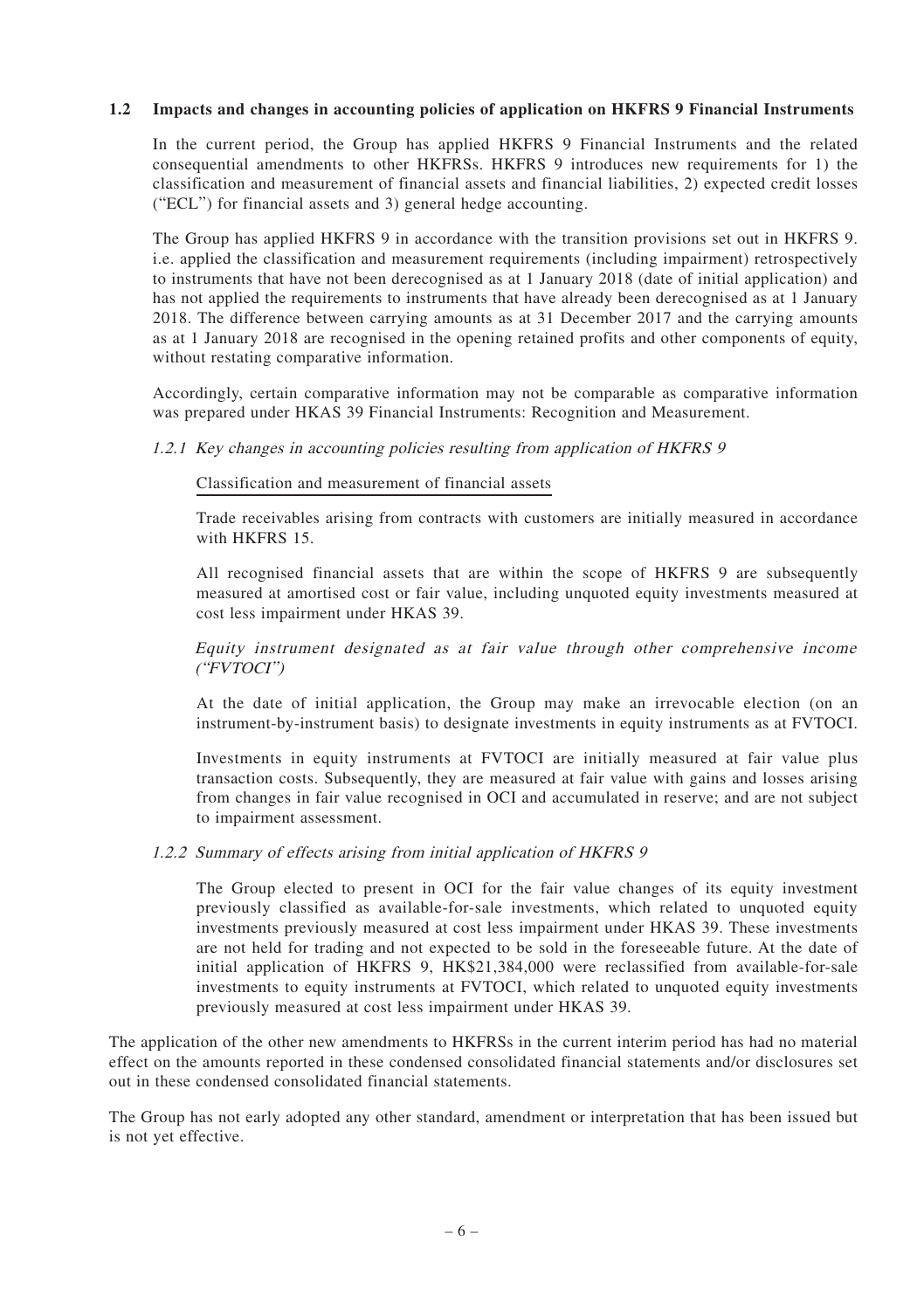### 1.2 Impacts and changes in accounting policies of application on HKFRS 9 Financial Instruments

In the current period, the Group has applied HKFRS 9 Financial Instruments and the related consequential amendments to other HKFRSs. HKFRS 9 introduces new requirements for 1) the classification and measurement of financial assets and financial liabilities, 2) expected credit losses ("ECL") for financial assets and 3) general hedge accounting.

The Group has applied HKFRS 9 in accordance with the transition provisions set out in HKFRS 9. i.e. applied the classification and measurement requirements (including impairment) retrospectively to instruments that have not been derecognised as at 1 January 2018 (date of initial application) and has not applied the requirements to instruments that have already been derecognised as at 1 January 2018. The difference between carrying amounts as at 31 December 2017 and the carrying amounts as at 1 January 2018 are recognised in the opening retained profits and other components of equity, without restating comparative information.

Accordingly, certain comparative information may not be comparable as comparative information was prepared under HKAS 39 Financial Instruments: Recognition and Measurement.

#### *1.2.1 Key changes in accounting policies resulting from application of HKFRS 9*

Classification and measurement of financial assets

Trade receivables arising from contracts with customers are initially measured in accordance with HKFRS 15.

All recognised financial assets that are within the scope of HKFRS 9 are subsequently measured at amortised cost or fair value, including unquoted equity investments measured at cost less impairment under HKAS 39.

*Equity instrument designated as at fair value through other comprehensive income ("FVTOCI")*

At the date of initial application, the Group may make an irrevocable election (on an instrument-by-instrument basis) to designate investments in equity instruments as at FVTOCI.

Investments in equity instruments at FVTOCI are initially measured at fair value plus transaction costs. Subsequently, they are measured at fair value with gains and losses arising from changes in fair value recognised in OCI and accumulated in reserve; and are not subject to impairment assessment.

#### *1.2.2 Summary of effects arising from initial application of HKFRS 9*

The Group elected to present in OCI for the fair value changes of its equity investment previously classified as available-for-sale investments, which related to unquoted equity investments previously measured at cost less impairment under HKAS 39. These investments are not held for trading and not expected to be sold in the foreseeable future. At the date of initial application of HKFRS 9, HK$21,384,000 were reclassified from available-for-sale investments to equity instruments at FVTOCI, which related to unquoted equity investments previously measured at cost less impairment under HKAS 39.

The application of the other new amendments to HKFRSs in the current interim period has had no material effect on the amounts reported in these condensed consolidated financial statements and/or disclosures set out in these condensed consolidated financial statements.

The Group has not early adopted any other standard, amendment or interpretation that has been issued but is not yet effective.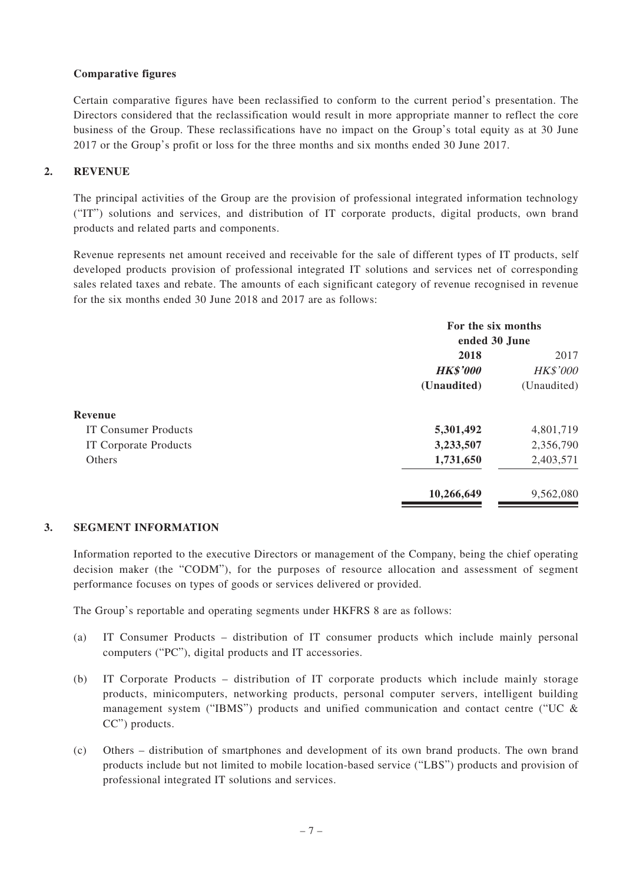**Comparative figures**

Certain comparative figures have been reclassified to conform to the current period's presentation. The Directors considered that the reclassification would result in more appropriate manner to reflect the core business of the Group. These reclassifications have no impact on the Group's total equity as at 30 June 2017 or the Group's profit or loss for the three months and six months ended 30 June 2017.

## 2. REVENUE

The principal activities of the Group are the provision of professional integrated information technology ("IT") solutions and services, and distribution of IT corporate products, digital products, own brand products and related parts and components.

Revenue represents net amount received and receivable for the sale of different types of IT products, self developed products provision of professional integrated IT solutions and services net of corresponding sales related taxes and rebate. The amounts of each significant category of revenue recognised in revenue for the six months ended 30 June 2018 and 2017 are as follows:

| | For the six months ended 30 June | |
|---|---|---|
| | **2018** | 2017 |
| | ***HK$'000*** | *HK$'000* |
| | **(Unaudited)** | (Unaudited) |
| **Revenue** | | |
| IT Consumer Products | **5,301,492** | 4,801,719 |
| IT Corporate Products | **3,233,507** | 2,356,790 |
| Others | **1,731,650** | 2,403,571 |
| | **10,266,649** | 9,562,080 |

## 3. SEGMENT INFORMATION

Information reported to the executive Directors or management of the Company, being the chief operating decision maker (the "CODM"), for the purposes of resource allocation and assessment of segment performance focuses on types of goods or services delivered or provided.

The Group's reportable and operating segments under HKFRS 8 are as follows:

(a) IT Consumer Products – distribution of IT consumer products which include mainly personal computers ("PC"), digital products and IT accessories.

(b) IT Corporate Products – distribution of IT corporate products which include mainly storage products, minicomputers, networking products, personal computer servers, intelligent building management system ("IBMS") products and unified communication and contact centre ("UC & CC") products.

(c) Others – distribution of smartphones and development of its own brand products. The own brand products include but not limited to mobile location-based service ("LBS") products and provision of professional integrated IT solutions and services.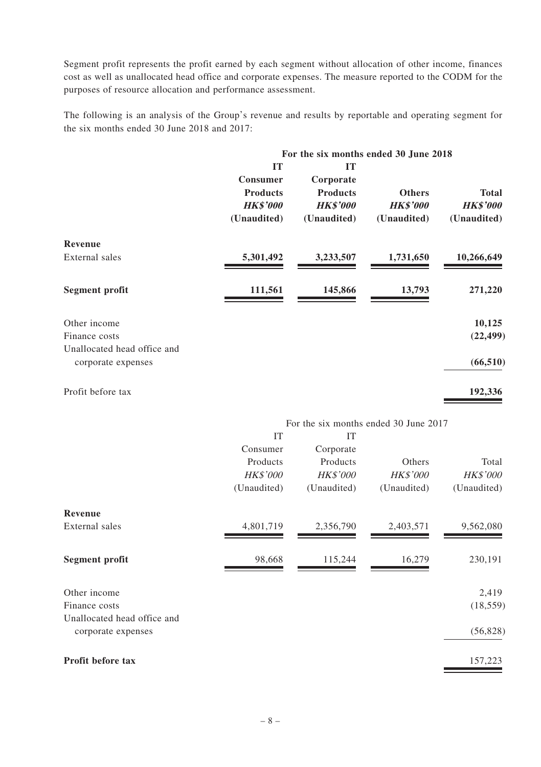Segment profit represents the profit earned by each segment without allocation of other income, finances cost as well as unallocated head office and corporate expenses. The measure reported to the CODM for the purposes of resource allocation and performance assessment.

The following is an analysis of the Group's revenue and results by reportable and operating segment for the six months ended 30 June 2018 and 2017:

| | **For the six months ended 30 June 2018** | | | |
|---|---|---|---|---|
| | **IT Consumer Products** | **IT Corporate Products** | **Others** | **Total** |
| | ***HK$'000*** | ***HK$'000*** | ***HK$'000*** | ***HK$'000*** |
| | **(Unaudited)** | **(Unaudited)** | **(Unaudited)** | **(Unaudited)** |
| **Revenue** | | | | |
| External sales | **5,301,492** | **3,233,507** | **1,731,650** | **10,266,649** |
| **Segment profit** | **111,561** | **145,866** | **13,793** | **271,220** |
| Other income | | | | **10,125** |
| Finance costs | | | | **(22,499)** |
| Unallocated head office and corporate expenses | | | | **(66,510)** |
| Profit before tax | | | | **192,336** |

| | For the six months ended 30 June 2017 | | | |
|---|---|---|---|---|
| | IT Consumer Products | IT Corporate Products | Others | Total |
| | *HK$'000* | *HK$'000* | *HK$'000* | *HK$'000* |
| | (Unaudited) | (Unaudited) | (Unaudited) | (Unaudited) |
| **Revenue** | | | | |
| External sales | 4,801,719 | 2,356,790 | 2,403,571 | 9,562,080 |
| **Segment profit** | 98,668 | 115,244 | 16,279 | 230,191 |
| Other income | | | | 2,419 |
| Finance costs | | | | (18,559) |
| Unallocated head office and corporate expenses | | | | (56,828) |
| **Profit before tax** | | | | 157,223 |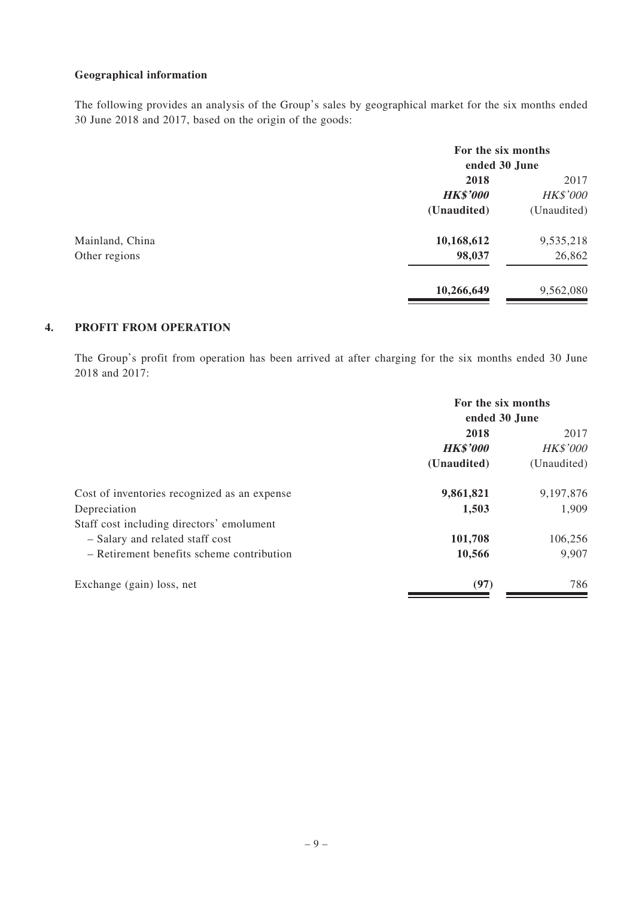**Geographical information**

The following provides an analysis of the Group's sales by geographical market for the six months ended 30 June 2018 and 2017, based on the origin of the goods:

| | For the six months ended 30 June | |
|---|---|---|
| | **2018** | 2017 |
| | ***HK$'000*** | *HK$'000* |
| | **(Unaudited)** | (Unaudited) |
| Mainland, China | **10,168,612** | 9,535,218 |
| Other regions | **98,037** | 26,862 |
| | **10,266,649** | 9,562,080 |

## 4. PROFIT FROM OPERATION

The Group's profit from operation has been arrived at after charging for the six months ended 30 June 2018 and 2017:

| | For the six months ended 30 June | |
|---|---|---|
| | **2018** | 2017 |
| | ***HK$'000*** | *HK$'000* |
| | **(Unaudited)** | (Unaudited) |
| Cost of inventories recognized as an expense | **9,861,821** | 9,197,876 |
| Depreciation | **1,503** | 1,909 |
| Staff cost including directors' emolument | | |
| – Salary and related staff cost | **101,708** | 106,256 |
| – Retirement benefits scheme contribution | **10,566** | 9,907 |
| Exchange (gain) loss, net | **(97)** | 786 |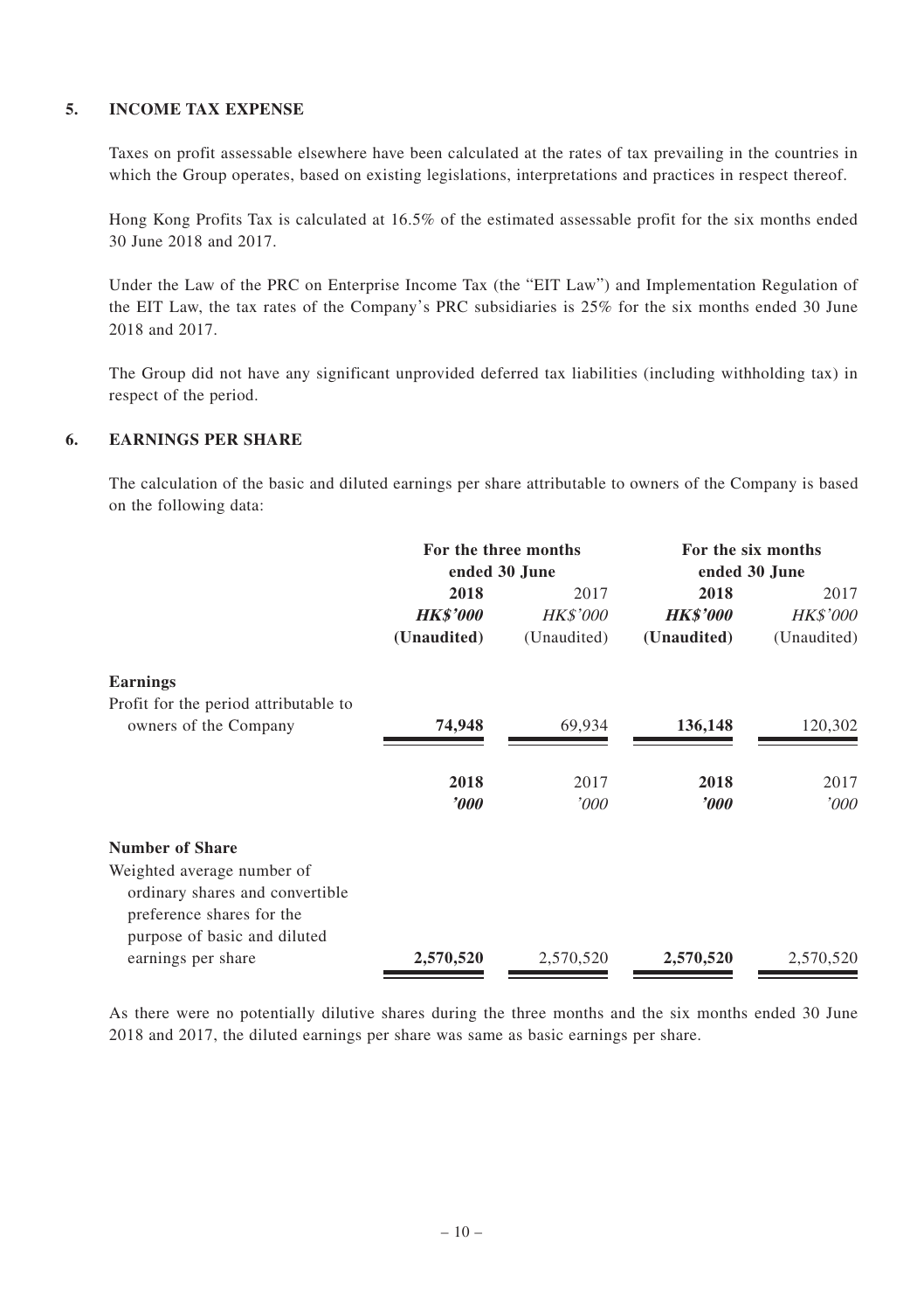### 5. INCOME TAX EXPENSE

Taxes on profit assessable elsewhere have been calculated at the rates of tax prevailing in the countries in which the Group operates, based on existing legislations, interpretations and practices in respect thereof.

Hong Kong Profits Tax is calculated at 16.5% of the estimated assessable profit for the six months ended 30 June 2018 and 2017.

Under the Law of the PRC on Enterprise Income Tax (the "EIT Law") and Implementation Regulation of the EIT Law, the tax rates of the Company's PRC subsidiaries is 25% for the six months ended 30 June 2018 and 2017.

The Group did not have any significant unprovided deferred tax liabilities (including withholding tax) in respect of the period.

### 6. EARNINGS PER SHARE

The calculation of the basic and diluted earnings per share attributable to owners of the Company is based on the following data:

| | For the three months ended 30 June | | For the six months ended 30 June | |
|---|---|---|---|---|
| | **2018** | 2017 | **2018** | 2017 |
| | ***HK$'000*** | *HK$'000* | ***HK$'000*** | *HK$'000* |
| | **(Unaudited)** | (Unaudited) | **(Unaudited)** | (Unaudited) |
| **Earnings** | | | | |
| Profit for the period attributable to owners of the Company | **74,948** | 69,934 | **136,148** | 120,302 |
| | **2018** | 2017 | **2018** | 2017 |
| | ***'000*** | *'000* | ***'000*** | *'000* |
| **Number of Share** | | | | |
| Weighted average number of ordinary shares and convertible preference shares for the purpose of basic and diluted earnings per share | **2,570,520** | 2,570,520 | **2,570,520** | 2,570,520 |

As there were no potentially dilutive shares during the three months and the six months ended 30 June 2018 and 2017, the diluted earnings per share was same as basic earnings per share.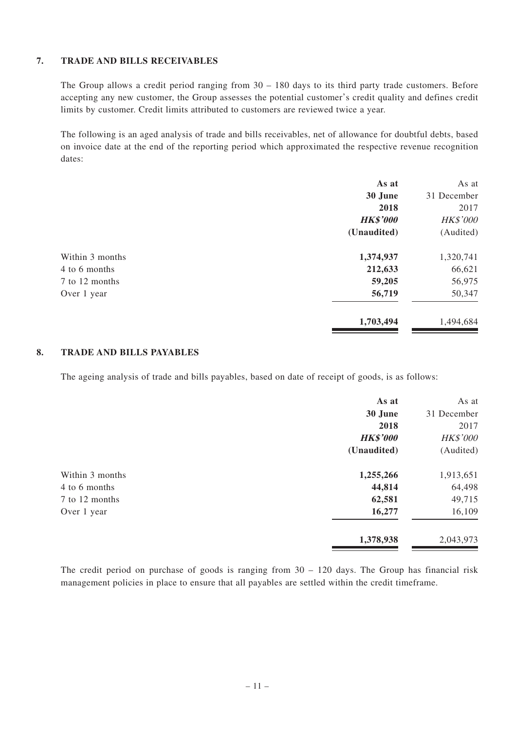## 7. TRADE AND BILLS RECEIVABLES

The Group allows a credit period ranging from 30 – 180 days to its third party trade customers. Before accepting any new customer, the Group assesses the potential customer's credit quality and defines credit limits by customer. Credit limits attributed to customers are reviewed twice a year.

The following is an aged analysis of trade and bills receivables, net of allowance for doubtful debts, based on invoice date at the end of the reporting period which approximated the respective revenue recognition dates:

| | **As at 30 June 2018** | As at 31 December 2017 |
|---|---|---|
| | ***HK$'000*** | *HK$'000* |
| | **(Unaudited)** | (Audited) |
| Within 3 months | **1,374,937** | 1,320,741 |
| 4 to 6 months | **212,633** | 66,621 |
| 7 to 12 months | **59,205** | 56,975 |
| Over 1 year | **56,719** | 50,347 |
| | **1,703,494** | 1,494,684 |

## 8. TRADE AND BILLS PAYABLES

The ageing analysis of trade and bills payables, based on date of receipt of goods, is as follows:

| | **As at 30 June 2018** | As at 31 December 2017 |
|---|---|---|
| | ***HK$'000*** | *HK$'000* |
| | **(Unaudited)** | (Audited) |
| Within 3 months | **1,255,266** | 1,913,651 |
| 4 to 6 months | **44,814** | 64,498 |
| 7 to 12 months | **62,581** | 49,715 |
| Over 1 year | **16,277** | 16,109 |
| | **1,378,938** | 2,043,973 |

The credit period on purchase of goods is ranging from 30 – 120 days. The Group has financial risk management policies in place to ensure that all payables are settled within the credit timeframe.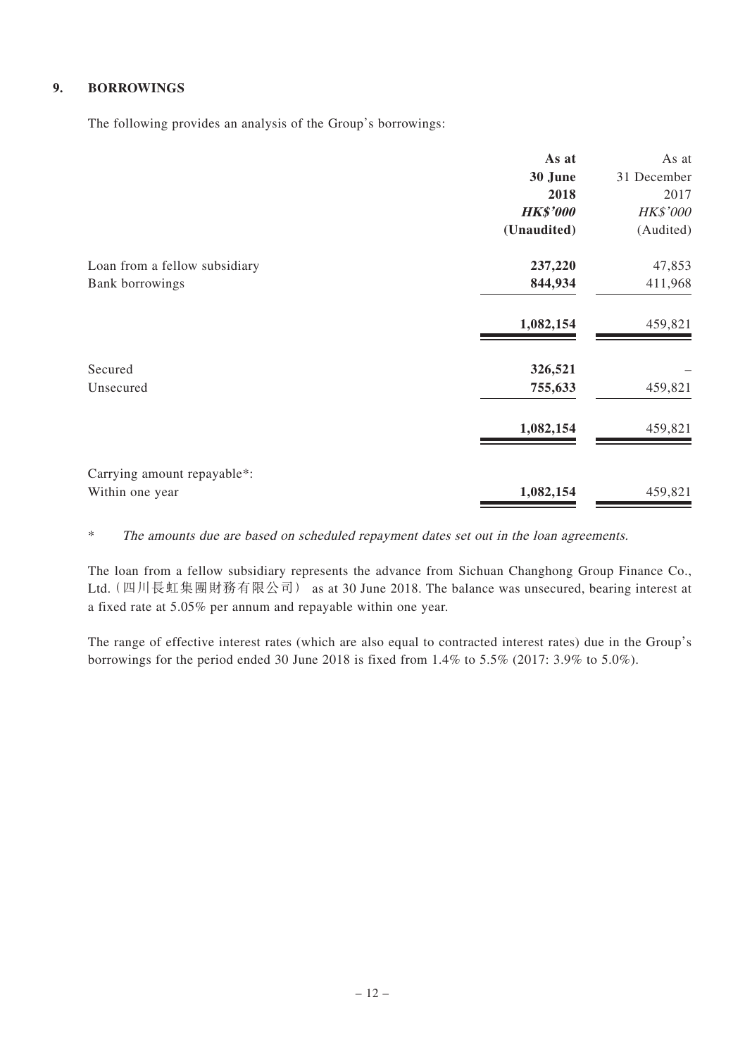## 9. BORROWINGS

The following provides an analysis of the Group's borrowings:

| | **As at 30 June 2018** | As at 31 December 2017 |
|---|---|---|
| | ***HK$'000*** | *HK$'000* |
| | **(Unaudited)** | (Audited) |
| Loan from a fellow subsidiary | **237,220** | 47,853 |
| Bank borrowings | **844,934** | 411,968 |
| | **1,082,154** | 459,821 |
| Secured | **326,521** | – |
| Unsecured | **755,633** | 459,821 |
| | **1,082,154** | 459,821 |
| Carrying amount repayable*: | | |
| Within one year | **1,082,154** | 459,821 |

\* *The amounts due are based on scheduled repayment dates set out in the loan agreements.*

The loan from a fellow subsidiary represents the advance from Sichuan Changhong Group Finance Co., Ltd.（四川長虹集團財務有限公司） as at 30 June 2018. The balance was unsecured, bearing interest at a fixed rate at 5.05% per annum and repayable within one year.

The range of effective interest rates (which are also equal to contracted interest rates) due in the Group's borrowings for the period ended 30 June 2018 is fixed from 1.4% to 5.5% (2017: 3.9% to 5.0%).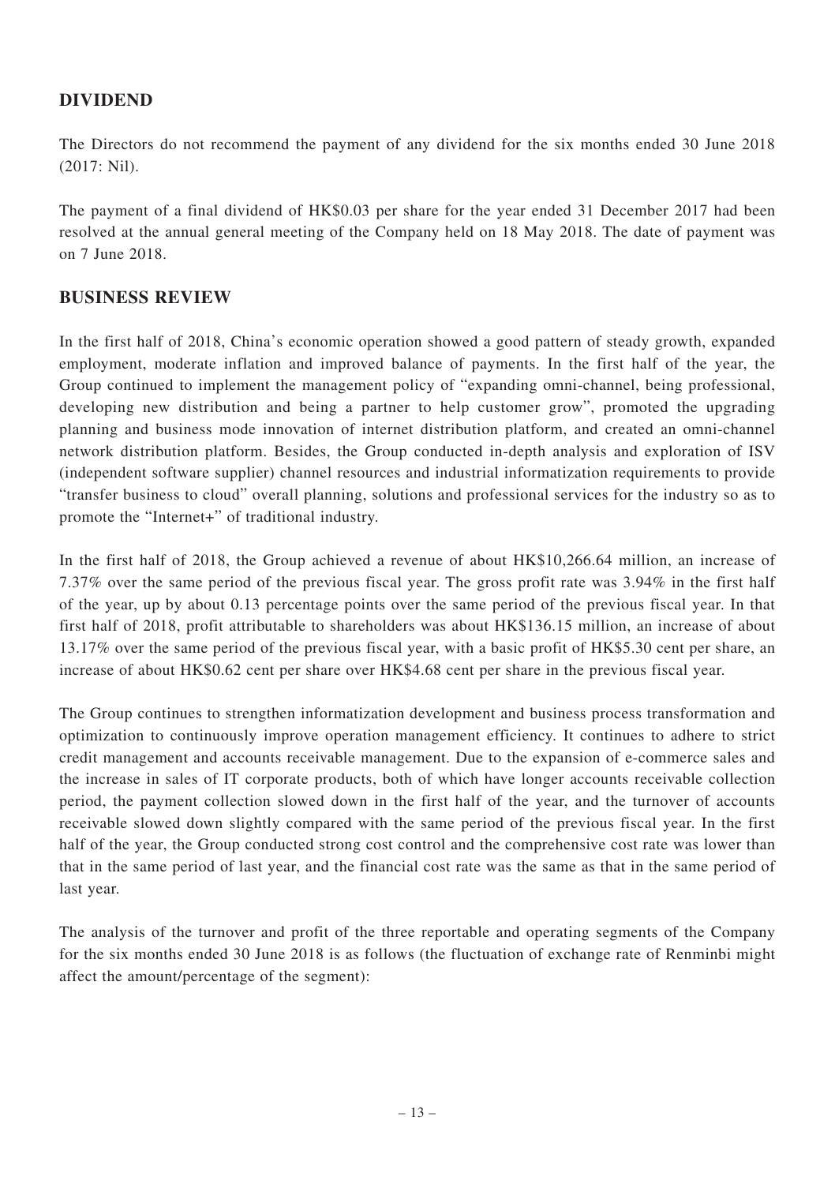## DIVIDEND

The Directors do not recommend the payment of any dividend for the six months ended 30 June 2018 (2017: Nil).

The payment of a final dividend of HK$0.03 per share for the year ended 31 December 2017 had been resolved at the annual general meeting of the Company held on 18 May 2018. The date of payment was on 7 June 2018.

## BUSINESS REVIEW

In the first half of 2018, China's economic operation showed a good pattern of steady growth, expanded employment, moderate inflation and improved balance of payments. In the first half of the year, the Group continued to implement the management policy of "expanding omni-channel, being professional, developing new distribution and being a partner to help customer grow", promoted the upgrading planning and business mode innovation of internet distribution platform, and created an omni-channel network distribution platform. Besides, the Group conducted in-depth analysis and exploration of ISV (independent software supplier) channel resources and industrial informatization requirements to provide "transfer business to cloud" overall planning, solutions and professional services for the industry so as to promote the "Internet+" of traditional industry.

In the first half of 2018, the Group achieved a revenue of about HK$10,266.64 million, an increase of 7.37% over the same period of the previous fiscal year. The gross profit rate was 3.94% in the first half of the year, up by about 0.13 percentage points over the same period of the previous fiscal year. In that first half of 2018, profit attributable to shareholders was about HK$136.15 million, an increase of about 13.17% over the same period of the previous fiscal year, with a basic profit of HK$5.30 cent per share, an increase of about HK$0.62 cent per share over HK$4.68 cent per share in the previous fiscal year.

The Group continues to strengthen informatization development and business process transformation and optimization to continuously improve operation management efficiency. It continues to adhere to strict credit management and accounts receivable management. Due to the expansion of e-commerce sales and the increase in sales of IT corporate products, both of which have longer accounts receivable collection period, the payment collection slowed down in the first half of the year, and the turnover of accounts receivable slowed down slightly compared with the same period of the previous fiscal year. In the first half of the year, the Group conducted strong cost control and the comprehensive cost rate was lower than that in the same period of last year, and the financial cost rate was the same as that in the same period of last year.

The analysis of the turnover and profit of the three reportable and operating segments of the Company for the six months ended 30 June 2018 is as follows (the fluctuation of exchange rate of Renminbi might affect the amount/percentage of the segment):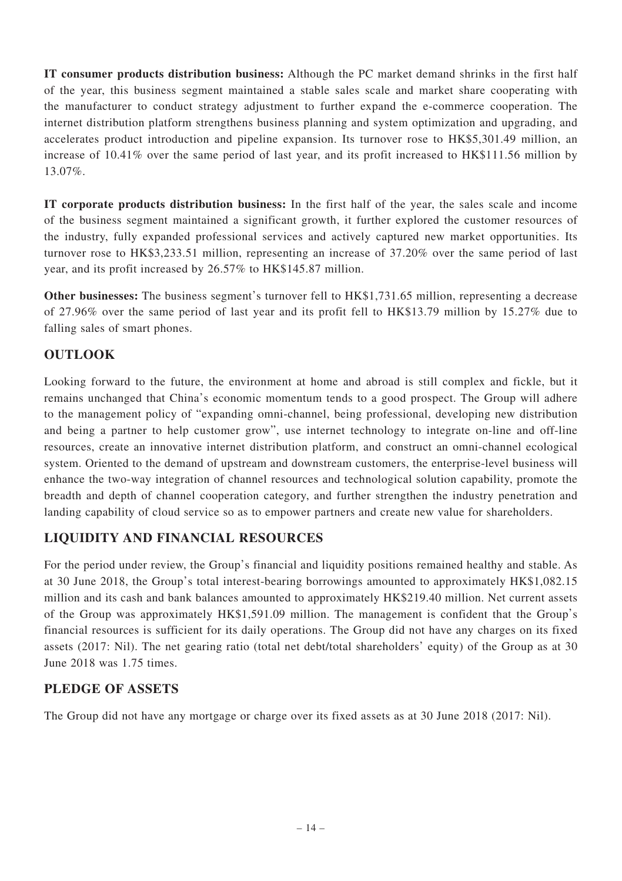**IT consumer products distribution business:** Although the PC market demand shrinks in the first half of the year, this business segment maintained a stable sales scale and market share cooperating with the manufacturer to conduct strategy adjustment to further expand the e-commerce cooperation. The internet distribution platform strengthens business planning and system optimization and upgrading, and accelerates product introduction and pipeline expansion. Its turnover rose to HK$5,301.49 million, an increase of 10.41% over the same period of last year, and its profit increased to HK$111.56 million by 13.07%.

**IT corporate products distribution business:** In the first half of the year, the sales scale and income of the business segment maintained a significant growth, it further explored the customer resources of the industry, fully expanded professional services and actively captured new market opportunities. Its turnover rose to HK$3,233.51 million, representing an increase of 37.20% over the same period of last year, and its profit increased by 26.57% to HK$145.87 million.

**Other businesses:** The business segment's turnover fell to HK$1,731.65 million, representing a decrease of 27.96% over the same period of last year and its profit fell to HK$13.79 million by 15.27% due to falling sales of smart phones.

## OUTLOOK

Looking forward to the future, the environment at home and abroad is still complex and fickle, but it remains unchanged that China's economic momentum tends to a good prospect. The Group will adhere to the management policy of "expanding omni-channel, being professional, developing new distribution and being a partner to help customer grow", use internet technology to integrate on-line and off-line resources, create an innovative internet distribution platform, and construct an omni-channel ecological system. Oriented to the demand of upstream and downstream customers, the enterprise-level business will enhance the two-way integration of channel resources and technological solution capability, promote the breadth and depth of channel cooperation category, and further strengthen the industry penetration and landing capability of cloud service so as to empower partners and create new value for shareholders.

## LIQUIDITY AND FINANCIAL RESOURCES

For the period under review, the Group's financial and liquidity positions remained healthy and stable. As at 30 June 2018, the Group's total interest-bearing borrowings amounted to approximately HK$1,082.15 million and its cash and bank balances amounted to approximately HK$219.40 million. Net current assets of the Group was approximately HK$1,591.09 million. The management is confident that the Group's financial resources is sufficient for its daily operations. The Group did not have any charges on its fixed assets (2017: Nil). The net gearing ratio (total net debt/total shareholders' equity) of the Group as at 30 June 2018 was 1.75 times.

## PLEDGE OF ASSETS

The Group did not have any mortgage or charge over its fixed assets as at 30 June 2018 (2017: Nil).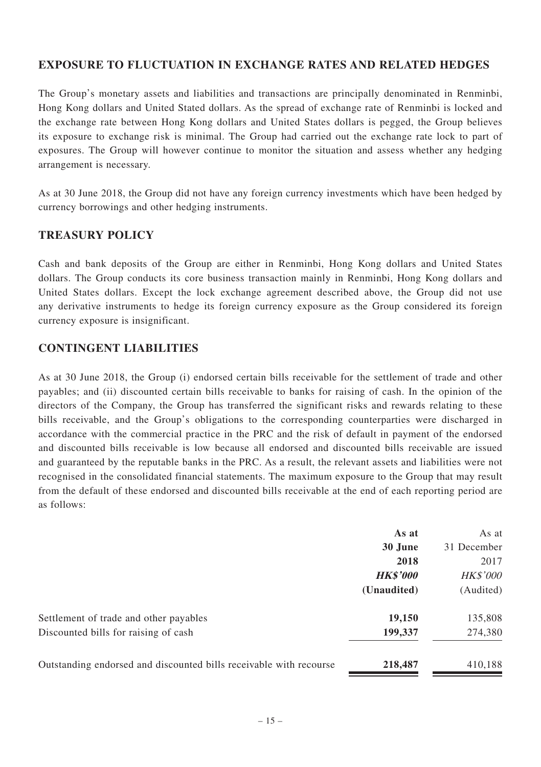## EXPOSURE TO FLUCTUATION IN EXCHANGE RATES AND RELATED HEDGES

The Group's monetary assets and liabilities and transactions are principally denominated in Renminbi, Hong Kong dollars and United Stated dollars. As the spread of exchange rate of Renminbi is locked and the exchange rate between Hong Kong dollars and United States dollars is pegged, the Group believes its exposure to exchange risk is minimal. The Group had carried out the exchange rate lock to part of exposures. The Group will however continue to monitor the situation and assess whether any hedging arrangement is necessary.

As at 30 June 2018, the Group did not have any foreign currency investments which have been hedged by currency borrowings and other hedging instruments.

## TREASURY POLICY

Cash and bank deposits of the Group are either in Renminbi, Hong Kong dollars and United States dollars. The Group conducts its core business transaction mainly in Renminbi, Hong Kong dollars and United States dollars. Except the lock exchange agreement described above, the Group did not use any derivative instruments to hedge its foreign currency exposure as the Group considered its foreign currency exposure is insignificant.

## CONTINGENT LIABILITIES

As at 30 June 2018, the Group (i) endorsed certain bills receivable for the settlement of trade and other payables; and (ii) discounted certain bills receivable to banks for raising of cash. In the opinion of the directors of the Company, the Group has transferred the significant risks and rewards relating to these bills receivable, and the Group's obligations to the corresponding counterparties were discharged in accordance with the commercial practice in the PRC and the risk of default in payment of the endorsed and discounted bills receivable is low because all endorsed and discounted bills receivable are issued and guaranteed by the reputable banks in the PRC. As a result, the relevant assets and liabilities were not recognised in the consolidated financial statements. The maximum exposure to the Group that may result from the default of these endorsed and discounted bills receivable at the end of each reporting period are as follows:

| | **As at 30 June 2018** | As at 31 December 2017 |
|---|---|---|
| | ***HK$'000*** | *HK$'000* |
| | **(Unaudited)** | (Audited) |
| Settlement of trade and other payables | **19,150** | 135,808 |
| Discounted bills for raising of cash | **199,337** | 274,380 |
| Outstanding endorsed and discounted bills receivable with recourse | **218,487** | 410,188 |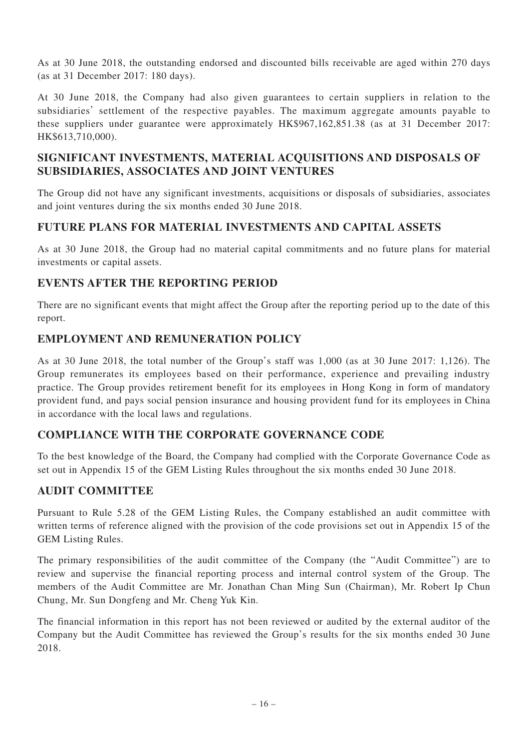As at 30 June 2018, the outstanding endorsed and discounted bills receivable are aged within 270 days (as at 31 December 2017: 180 days).

At 30 June 2018, the Company had also given guarantees to certain suppliers in relation to the subsidiaries' settlement of the respective payables. The maximum aggregate amounts payable to these suppliers under guarantee were approximately HK$967,162,851.38 (as at 31 December 2017: HK$613,710,000).

## SIGNIFICANT INVESTMENTS, MATERIAL ACQUISITIONS AND DISPOSALS OF SUBSIDIARIES, ASSOCIATES AND JOINT VENTURES

The Group did not have any significant investments, acquisitions or disposals of subsidiaries, associates and joint ventures during the six months ended 30 June 2018.

## FUTURE PLANS FOR MATERIAL INVESTMENTS AND CAPITAL ASSETS

As at 30 June 2018, the Group had no material capital commitments and no future plans for material investments or capital assets.

## EVENTS AFTER THE REPORTING PERIOD

There are no significant events that might affect the Group after the reporting period up to the date of this report.

## EMPLOYMENT AND REMUNERATION POLICY

As at 30 June 2018, the total number of the Group's staff was 1,000 (as at 30 June 2017: 1,126). The Group remunerates its employees based on their performance, experience and prevailing industry practice. The Group provides retirement benefit for its employees in Hong Kong in form of mandatory provident fund, and pays social pension insurance and housing provident fund for its employees in China in accordance with the local laws and regulations.

## COMPLIANCE WITH THE CORPORATE GOVERNANCE CODE

To the best knowledge of the Board, the Company had complied with the Corporate Governance Code as set out in Appendix 15 of the GEM Listing Rules throughout the six months ended 30 June 2018.

## AUDIT COMMITTEE

Pursuant to Rule 5.28 of the GEM Listing Rules, the Company established an audit committee with written terms of reference aligned with the provision of the code provisions set out in Appendix 15 of the GEM Listing Rules.

The primary responsibilities of the audit committee of the Company (the "Audit Committee") are to review and supervise the financial reporting process and internal control system of the Group. The members of the Audit Committee are Mr. Jonathan Chan Ming Sun (Chairman), Mr. Robert Ip Chun Chung, Mr. Sun Dongfeng and Mr. Cheng Yuk Kin.

The financial information in this report has not been reviewed or audited by the external auditor of the Company but the Audit Committee has reviewed the Group's results for the six months ended 30 June 2018.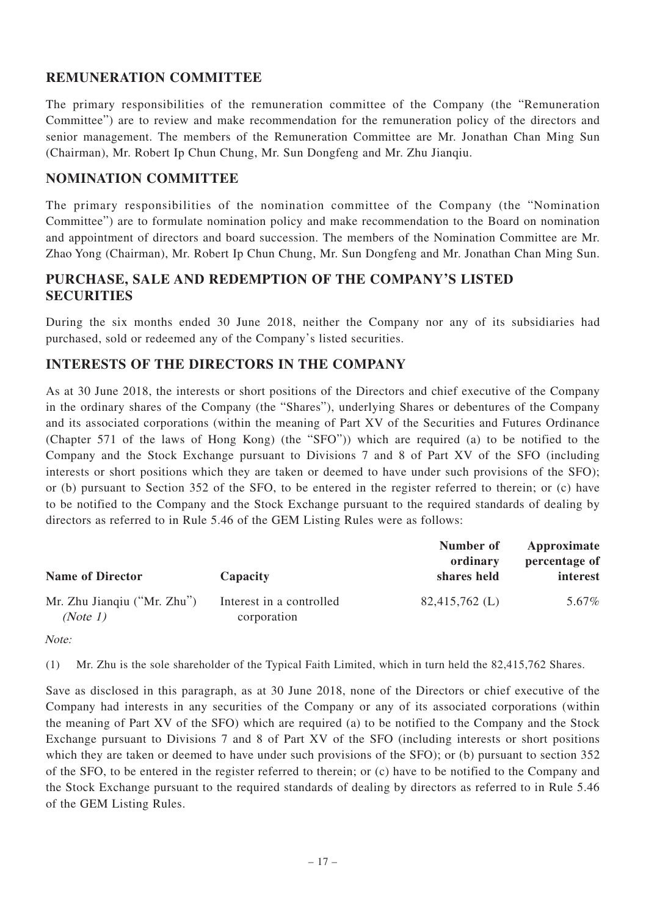## REMUNERATION COMMITTEE

The primary responsibilities of the remuneration committee of the Company (the "Remuneration Committee") are to review and make recommendation for the remuneration policy of the directors and senior management. The members of the Remuneration Committee are Mr. Jonathan Chan Ming Sun (Chairman), Mr. Robert Ip Chun Chung, Mr. Sun Dongfeng and Mr. Zhu Jianqiu.

## NOMINATION COMMITTEE

The primary responsibilities of the nomination committee of the Company (the "Nomination Committee") are to formulate nomination policy and make recommendation to the Board on nomination and appointment of directors and board succession. The members of the Nomination Committee are Mr. Zhao Yong (Chairman), Mr. Robert Ip Chun Chung, Mr. Sun Dongfeng and Mr. Jonathan Chan Ming Sun.

## PURCHASE, SALE AND REDEMPTION OF THE COMPANY'S LISTED SECURITIES

During the six months ended 30 June 2018, neither the Company nor any of its subsidiaries had purchased, sold or redeemed any of the Company's listed securities.

## INTERESTS OF THE DIRECTORS IN THE COMPANY

As at 30 June 2018, the interests or short positions of the Directors and chief executive of the Company in the ordinary shares of the Company (the "Shares"), underlying Shares or debentures of the Company and its associated corporations (within the meaning of Part XV of the Securities and Futures Ordinance (Chapter 571 of the laws of Hong Kong) (the "SFO")) which are required (a) to be notified to the Company and the Stock Exchange pursuant to Divisions 7 and 8 of Part XV of the SFO (including interests or short positions which they are taken or deemed to have under such provisions of the SFO); or (b) pursuant to Section 352 of the SFO, to be entered in the register referred to therein; or (c) have to be notified to the Company and the Stock Exchange pursuant to the required standards of dealing by directors as referred to in Rule 5.46 of the GEM Listing Rules were as follows:

| Name of Director | Capacity | Number of ordinary shares held | Approximate percentage of interest |
|---|---|---|---|
| Mr. Zhu Jianqiu ("Mr. Zhu") *(Note 1)* | Interest in a controlled corporation | 82,415,762 (L) | 5.67% |

*Note:*

(1) Mr. Zhu is the sole shareholder of the Typical Faith Limited, which in turn held the 82,415,762 Shares.

Save as disclosed in this paragraph, as at 30 June 2018, none of the Directors or chief executive of the Company had interests in any securities of the Company or any of its associated corporations (within the meaning of Part XV of the SFO) which are required (a) to be notified to the Company and the Stock Exchange pursuant to Divisions 7 and 8 of Part XV of the SFO (including interests or short positions which they are taken or deemed to have under such provisions of the SFO); or (b) pursuant to section 352 of the SFO, to be entered in the register referred to therein; or (c) have to be notified to the Company and the Stock Exchange pursuant to the required standards of dealing by directors as referred to in Rule 5.46 of the GEM Listing Rules.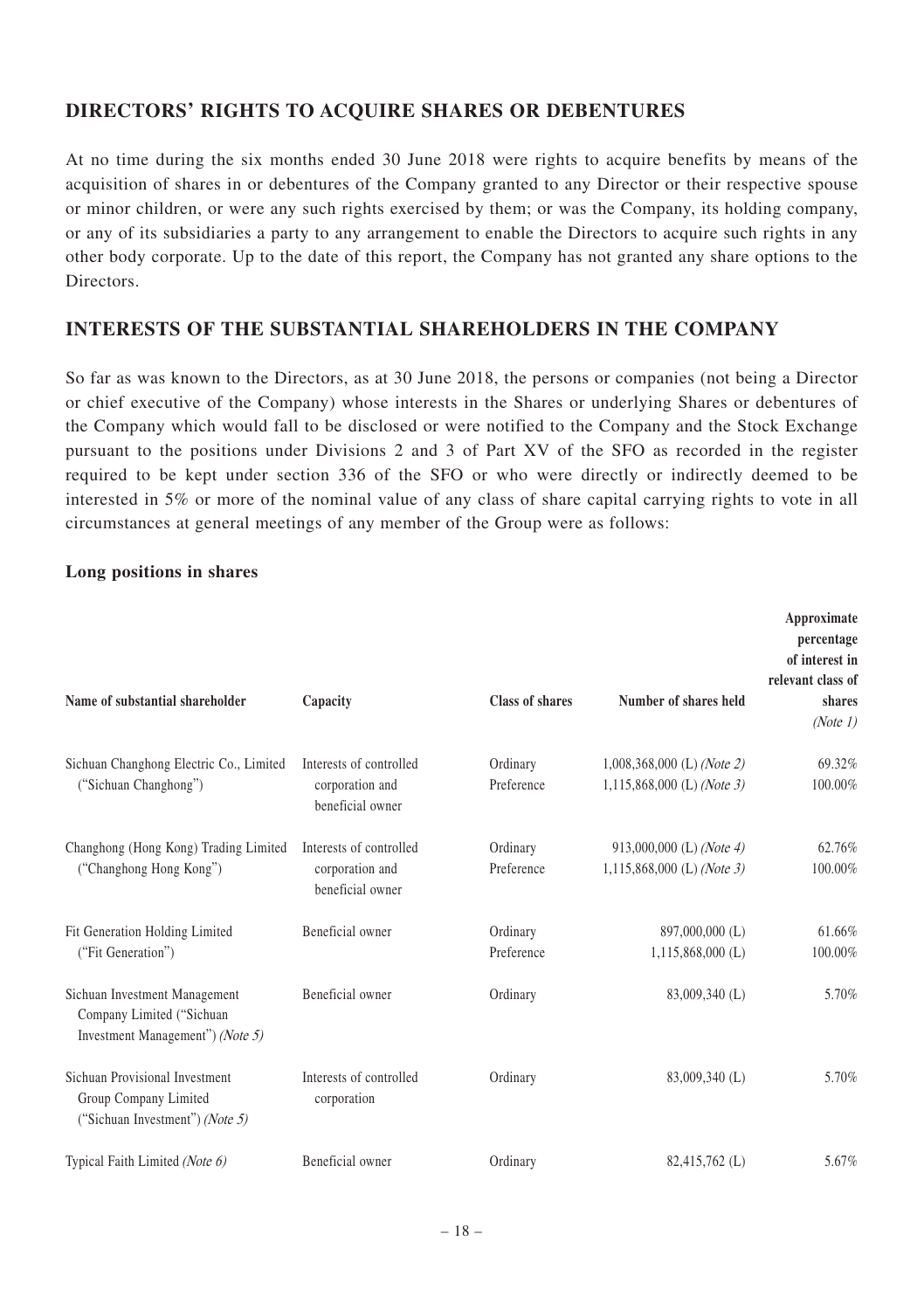## DIRECTORS' RIGHTS TO ACQUIRE SHARES OR DEBENTURES

At no time during the six months ended 30 June 2018 were rights to acquire benefits by means of the acquisition of shares in or debentures of the Company granted to any Director or their respective spouse or minor children, or were any such rights exercised by them; or was the Company, its holding company, or any of its subsidiaries a party to any arrangement to enable the Directors to acquire such rights in any other body corporate. Up to the date of this report, the Company has not granted any share options to the Directors.

## INTERESTS OF THE SUBSTANTIAL SHAREHOLDERS IN THE COMPANY

So far as was known to the Directors, as at 30 June 2018, the persons or companies (not being a Director or chief executive of the Company) whose interests in the Shares or underlying Shares or debentures of the Company which would fall to be disclosed or were notified to the Company and the Stock Exchange pursuant to the positions under Divisions 2 and 3 of Part XV of the SFO as recorded in the register required to be kept under section 336 of the SFO or who were directly or indirectly deemed to be interested in 5% or more of the nominal value of any class of share capital carrying rights to vote in all circumstances at general meetings of any member of the Group were as follows:

**Long positions in shares**

| Name of substantial shareholder | Capacity | Class of shares | Number of shares held | Approximate percentage of interest in relevant class of shares *(Note 1)* |
|---|---|---|---|---|
| Sichuan Changhong Electric Co., Limited ("Sichuan Changhong") | Interests of controlled corporation and beneficial owner | Ordinary | 1,008,368,000 (L) *(Note 2)* | 69.32% |
| | | Preference | 1,115,868,000 (L) *(Note 3)* | 100.00% |
| Changhong (Hong Kong) Trading Limited ("Changhong Hong Kong") | Interests of controlled corporation and beneficial owner | Ordinary | 913,000,000 (L) *(Note 4)* | 62.76% |
| | | Preference | 1,115,868,000 (L) *(Note 3)* | 100.00% |
| Fit Generation Holding Limited ("Fit Generation") | Beneficial owner | Ordinary | 897,000,000 (L) | 61.66% |
| | | Preference | 1,115,868,000 (L) | 100.00% |
| Sichuan Investment Management Company Limited ("Sichuan Investment Management") *(Note 5)* | Beneficial owner | Ordinary | 83,009,340 (L) | 5.70% |
| Sichuan Provisional Investment Group Company Limited ("Sichuan Investment") *(Note 5)* | Interests of controlled corporation | Ordinary | 83,009,340 (L) | 5.70% |
| Typical Faith Limited *(Note 6)* | Beneficial owner | Ordinary | 82,415,762 (L) | 5.67% |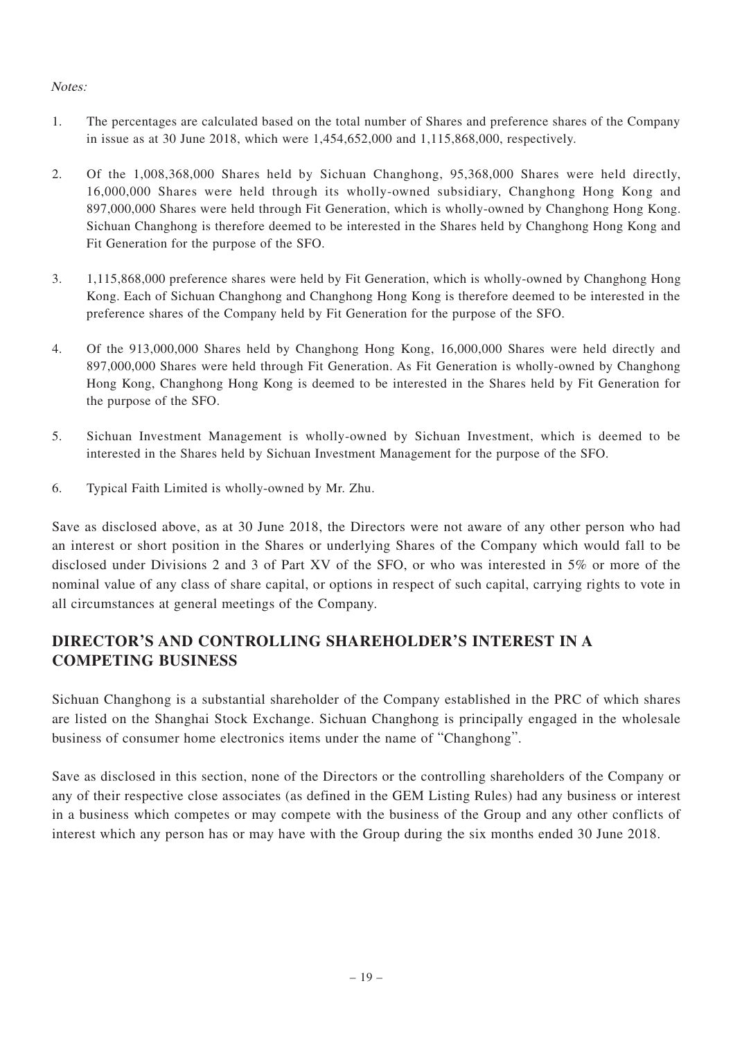*Notes:*

1. The percentages are calculated based on the total number of Shares and preference shares of the Company in issue as at 30 June 2018, which were 1,454,652,000 and 1,115,868,000, respectively.

2. Of the 1,008,368,000 Shares held by Sichuan Changhong, 95,368,000 Shares were held directly, 16,000,000 Shares were held through its wholly-owned subsidiary, Changhong Hong Kong and 897,000,000 Shares were held through Fit Generation, which is wholly-owned by Changhong Hong Kong. Sichuan Changhong is therefore deemed to be interested in the Shares held by Changhong Hong Kong and Fit Generation for the purpose of the SFO.

3. 1,115,868,000 preference shares were held by Fit Generation, which is wholly-owned by Changhong Hong Kong. Each of Sichuan Changhong and Changhong Hong Kong is therefore deemed to be interested in the preference shares of the Company held by Fit Generation for the purpose of the SFO.

4. Of the 913,000,000 Shares held by Changhong Hong Kong, 16,000,000 Shares were held directly and 897,000,000 Shares were held through Fit Generation. As Fit Generation is wholly-owned by Changhong Hong Kong, Changhong Hong Kong is deemed to be interested in the Shares held by Fit Generation for the purpose of the SFO.

5. Sichuan Investment Management is wholly-owned by Sichuan Investment, which is deemed to be interested in the Shares held by Sichuan Investment Management for the purpose of the SFO.

6. Typical Faith Limited is wholly-owned by Mr. Zhu.

Save as disclosed above, as at 30 June 2018, the Directors were not aware of any other person who had an interest or short position in the Shares or underlying Shares of the Company which would fall to be disclosed under Divisions 2 and 3 of Part XV of the SFO, or who was interested in 5% or more of the nominal value of any class of share capital, or options in respect of such capital, carrying rights to vote in all circumstances at general meetings of the Company.

## DIRECTOR'S AND CONTROLLING SHAREHOLDER'S INTEREST IN A COMPETING BUSINESS

Sichuan Changhong is a substantial shareholder of the Company established in the PRC of which shares are listed on the Shanghai Stock Exchange. Sichuan Changhong is principally engaged in the wholesale business of consumer home electronics items under the name of "Changhong".

Save as disclosed in this section, none of the Directors or the controlling shareholders of the Company or any of their respective close associates (as defined in the GEM Listing Rules) had any business or interest in a business which competes or may compete with the business of the Group and any other conflicts of interest which any person has or may have with the Group during the six months ended 30 June 2018.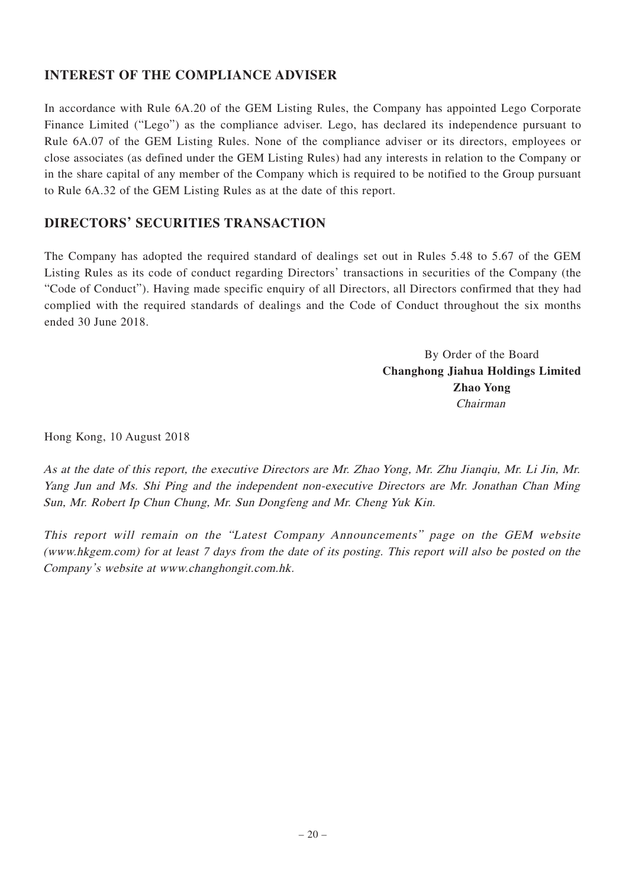## INTEREST OF THE COMPLIANCE ADVISER

In accordance with Rule 6A.20 of the GEM Listing Rules, the Company has appointed Lego Corporate Finance Limited ("Lego") as the compliance adviser. Lego, has declared its independence pursuant to Rule 6A.07 of the GEM Listing Rules. None of the compliance adviser or its directors, employees or close associates (as defined under the GEM Listing Rules) had any interests in relation to the Company or in the share capital of any member of the Company which is required to be notified to the Group pursuant to Rule 6A.32 of the GEM Listing Rules as at the date of this report.

## DIRECTORS' SECURITIES TRANSACTION

The Company has adopted the required standard of dealings set out in Rules 5.48 to 5.67 of the GEM Listing Rules as its code of conduct regarding Directors' transactions in securities of the Company (the "Code of Conduct"). Having made specific enquiry of all Directors, all Directors confirmed that they had complied with the required standards of dealings and the Code of Conduct throughout the six months ended 30 June 2018.

By Order of the Board
**Changhong Jiahua Holdings Limited**
**Zhao Yong**
*Chairman*

Hong Kong, 10 August 2018

*As at the date of this report, the executive Directors are Mr. Zhao Yong, Mr. Zhu Jianqiu, Mr. Li Jin, Mr. Yang Jun and Ms. Shi Ping and the independent non-executive Directors are Mr. Jonathan Chan Ming Sun, Mr. Robert Ip Chun Chung, Mr. Sun Dongfeng and Mr. Cheng Yuk Kin.*

*This report will remain on the "Latest Company Announcements" page on the GEM website (www.hkgem.com) for at least 7 days from the date of its posting. This report will also be posted on the Company's website at www.changhongit.com.hk.*